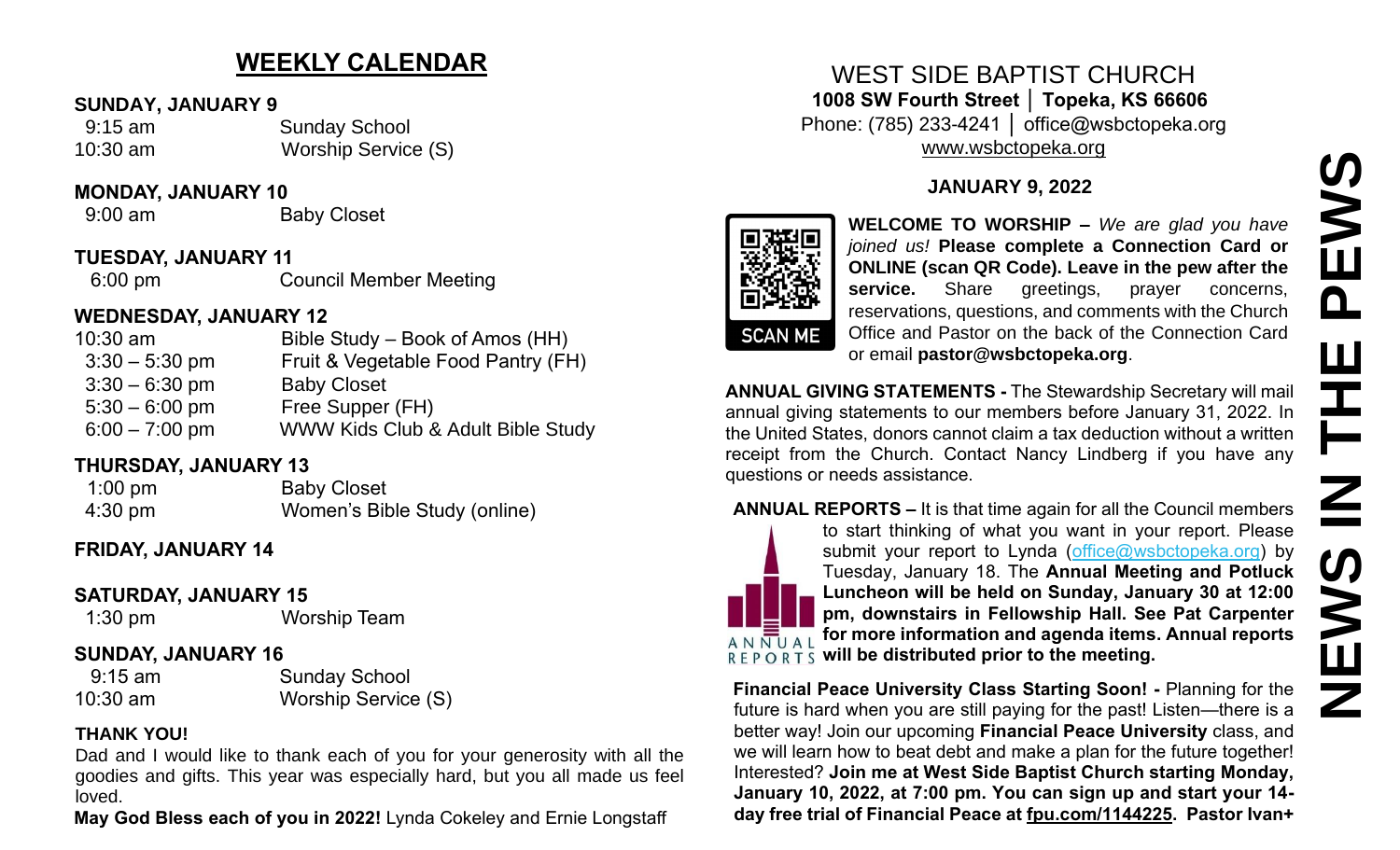## WEEKLY CALENDAR

**SUNDAY, JANUARY 9**

| | |
|---|---|
| 9:15 am | Sunday School |
| 10:30 am | Worship Service (S) |

**MONDAY, JANUARY 10**

| | |
|---|---|
| 9:00 am | Baby Closet |

**TUESDAY, JANUARY 11**

| | |
|---|---|
| 6:00 pm | Council Member Meeting |

**WEDNESDAY, JANUARY 12**

| | |
|---|---|
| 10:30 am | Bible Study – Book of Amos (HH) |
| 3:30 – 5:30 pm | Fruit & Vegetable Food Pantry (FH) |
| 3:30 – 6:30 pm | Baby Closet |
| 5:30 – 6:00 pm | Free Supper (FH) |
| 6:00 – 7:00 pm | WWW Kids Club & Adult Bible Study |

**THURSDAY, JANUARY 13**

| | |
|---|---|
| 1:00 pm | Baby Closet |
| 4:30 pm | Women's Bible Study (online) |

**FRIDAY, JANUARY 14**

**SATURDAY, JANUARY 15**

| | |
|---|---|
| 1:30 pm | Worship Team |

**SUNDAY, JANUARY 16**

| | |
|---|---|
| 9:15 am | Sunday School |
| 10:30 am | Worship Service (S) |

**THANK YOU!**

Dad and I would like to thank each of you for your generosity with all the goodies and gifts. This year was especially hard, but you all made us feel loved.

**May God Bless each of you in 2022!** Lynda Cokeley and Ernie Longstaff

# WEST SIDE BAPTIST CHURCH

**1008 SW Fourth Street │ Topeka, KS 66606**

Phone: (785) 233-4241 │ office@wsbctopeka.org

www.wsbctopeka.org

**JANUARY 9, 2022**

# NEWS IN THE PEWS

SCAN ME

**WELCOME TO WORSHIP –** *We are glad you have joined us!* **Please complete a Connection Card or ONLINE (scan QR Code). Leave in the pew after the service.** Share greetings, prayer concerns, reservations, questions, and comments with the Church Office and Pastor on the back of the Connection Card or email **pastor@wsbctopeka.org**.

**ANNUAL GIVING STATEMENTS -** The Stewardship Secretary will mail annual giving statements to our members before January 31, 2022. In the United States, donors cannot claim a tax deduction without a written receipt from the Church. Contact Nancy Lindberg if you have any questions or needs assistance.

**ANNUAL REPORTS –** It is that time again for all the Council members to start thinking of what you want in your report. Please submit your report to Lynda (office@wsbctopeka.org) by Tuesday, January 18. The **Annual Meeting and Potluck Luncheon will be held on Sunday, January 30 at 12:00 pm, downstairs in Fellowship Hall. See Pat Carpenter for more information and agenda items. Annual reports will be distributed prior to the meeting.**

**Financial Peace University Class Starting Soon! -** Planning for the future is hard when you are still paying for the past! Listen—there is a better way! Join our upcoming **Financial Peace University** class, and we will learn how to beat debt and make a plan for the future together! Interested? **Join me at West Side Baptist Church starting Monday, January 10, 2022, at 7:00 pm. You can sign up and start your 14-day free trial of Financial Peace at fpu.com/1144225. Pastor Ivan+**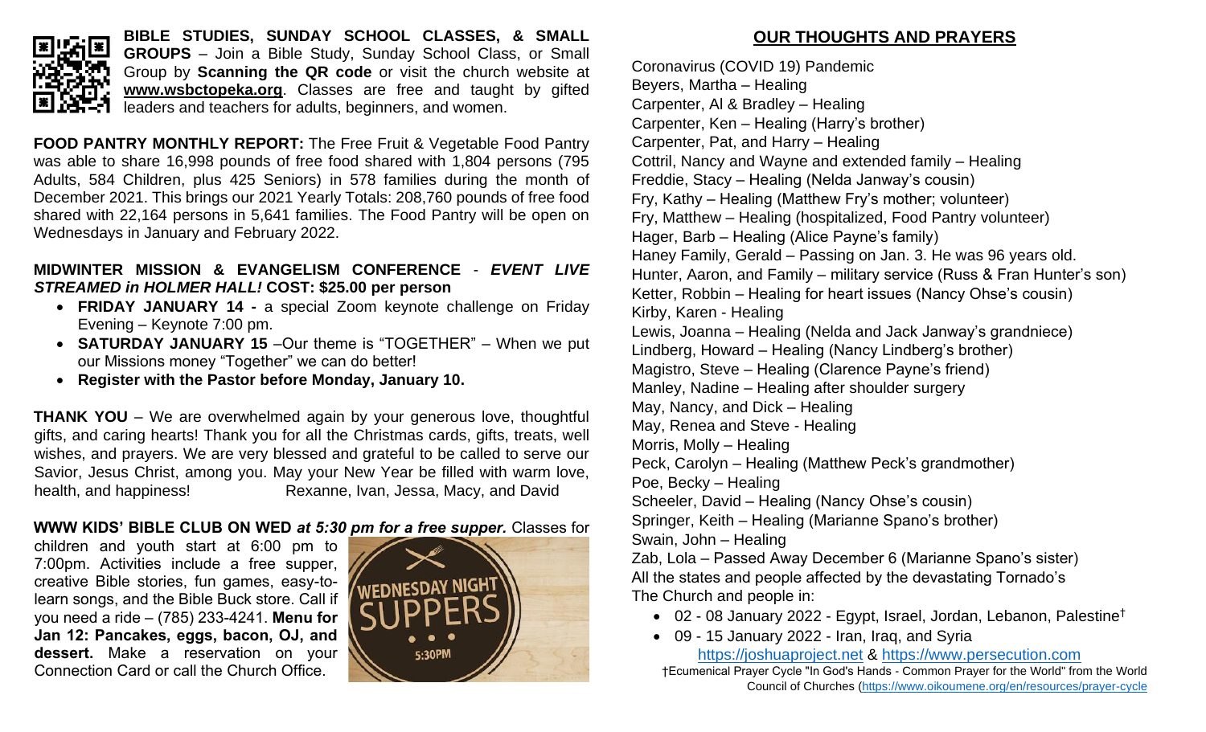**BIBLE STUDIES, SUNDAY SCHOOL CLASSES, & SMALL GROUPS** – Join a Bible Study, Sunday School Class, or Small Group by **Scanning the QR code** or visit the church website at **www.wsbctopeka.org**. Classes are free and taught by gifted leaders and teachers for adults, beginners, and women.

**FOOD PANTRY MONTHLY REPORT:** The Free Fruit & Vegetable Food Pantry was able to share 16,998 pounds of free food shared with 1,804 persons (795 Adults, 584 Children, plus 425 Seniors) in 578 families during the month of December 2021. This brings our 2021 Yearly Totals: 208,760 pounds of free food shared with 22,164 persons in 5,641 families. The Food Pantry will be open on Wednesdays in January and February 2022.

**MIDWINTER MISSION & EVANGELISM CONFERENCE** - ***EVENT LIVE STREAMED in HOLMER HALL!*** **COST: $25.00 per person**

- **FRIDAY JANUARY 14 -** a special Zoom keynote challenge on Friday Evening – Keynote 7:00 pm.
- **SATURDAY JANUARY 15** –Our theme is "TOGETHER" – When we put our Missions money "Together" we can do better!
- **Register with the Pastor before Monday, January 10.**

**THANK YOU** – We are overwhelmed again by your generous love, thoughtful gifts, and caring hearts! Thank you for all the Christmas cards, gifts, treats, well wishes, and prayers. We are very blessed and grateful to be called to serve our Savior, Jesus Christ, among you. May your New Year be filled with warm love, health, and happiness! Rexanne, Ivan, Jessa, Macy, and David

**WWW KIDS' BIBLE CLUB ON WED** ***at 5:30 pm for a free supper.*** Classes for children and youth start at 6:00 pm to 7:00pm. Activities include a free supper, creative Bible stories, fun games, easy-to-learn songs, and the Bible Buck store. Call if you need a ride – (785) 233-4241. **Menu for Jan 12: Pancakes, eggs, bacon, OJ, and dessert.** Make a reservation on your Connection Card or call the Church Office.

WEDNESDAY NIGHT SUPPERS 5:30PM

## OUR THOUGHTS AND PRAYERS

Coronavirus (COVID 19) Pandemic
Beyers, Martha – Healing
Carpenter, Al & Bradley – Healing
Carpenter, Ken – Healing (Harry's brother)
Carpenter, Pat, and Harry – Healing
Cottril, Nancy and Wayne and extended family – Healing
Freddie, Stacy – Healing (Nelda Janway's cousin)
Fry, Kathy – Healing (Matthew Fry's mother; volunteer)
Fry, Matthew – Healing (hospitalized, Food Pantry volunteer)
Hager, Barb – Healing (Alice Payne's family)
Haney Family, Gerald – Passing on Jan. 3. He was 96 years old.
Hunter, Aaron, and Family – military service (Russ & Fran Hunter's son)
Ketter, Robbin – Healing for heart issues (Nancy Ohse's cousin)
Kirby, Karen - Healing
Lewis, Joanna – Healing (Nelda and Jack Janway's grandniece)
Lindberg, Howard – Healing (Nancy Lindberg's brother)
Magistro, Steve – Healing (Clarence Payne's friend)
Manley, Nadine – Healing after shoulder surgery
May, Nancy, and Dick – Healing
May, Renea and Steve - Healing
Morris, Molly – Healing
Peck, Carolyn – Healing (Matthew Peck's grandmother)
Poe, Becky – Healing
Scheeler, David – Healing (Nancy Ohse's cousin)
Springer, Keith – Healing (Marianne Spano's brother)
Swain, John – Healing
Zab, Lola – Passed Away December 6 (Marianne Spano's sister)
All the states and people affected by the devastating Tornado's
The Church and people in:

- 02 - 08 January 2022 - Egypt, Israel, Jordan, Lebanon, Palestine†
- 09 - 15 January 2022 - Iran, Iraq, and Syria

https://joshuaproject.net & https://www.persecution.com

†Ecumenical Prayer Cycle "In God's Hands - Common Prayer for the World" from the World Council of Churches (https://www.oikoumene.org/en/resources/prayer-cycle